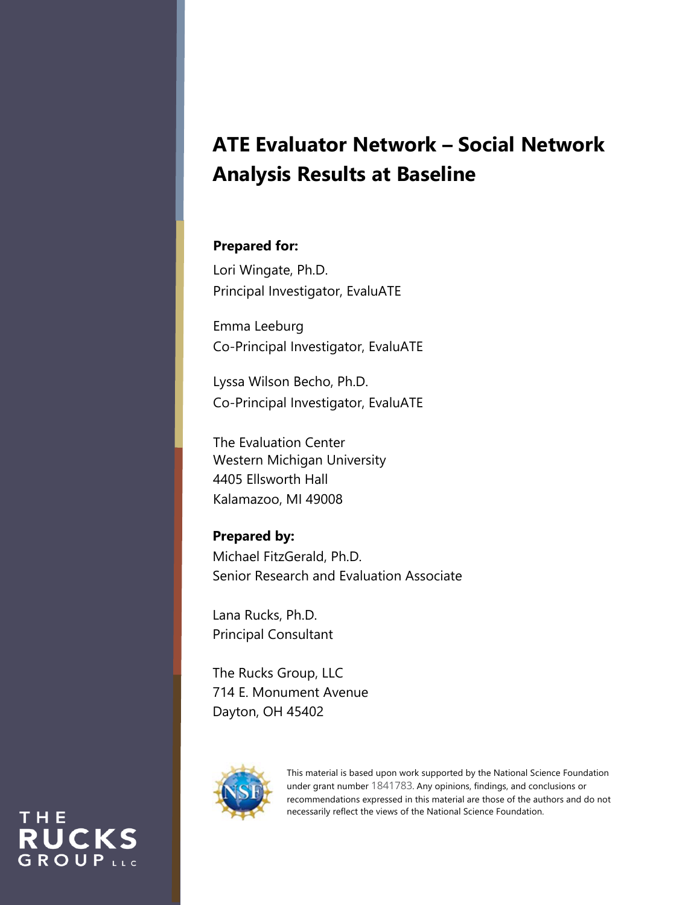# ATE Evaluator Network – Social Network Analysis Results at Baseline

**Prepared for:**

Lori Wingate, Ph.D.
Principal Investigator, EvaluATE

Emma Leeburg
Co-Principal Investigator, EvaluATE

Lyssa Wilson Becho, Ph.D.
Co-Principal Investigator, EvaluATE

The Evaluation Center
Western Michigan University
4405 Ellsworth Hall
Kalamazoo, MI 49008

**Prepared by:**

Michael FitzGerald, Ph.D.
Senior Research and Evaluation Associate

Lana Rucks, Ph.D.
Principal Consultant

The Rucks Group, LLC
714 E. Monument Avenue
Dayton, OH 45402

This material is based upon work supported by the National Science Foundation under grant number 1841783. Any opinions, findings, and conclusions or recommendations expressed in this material are those of the authors and do not necessarily reflect the views of the National Science Foundation.

THE RUCKS GROUP LLC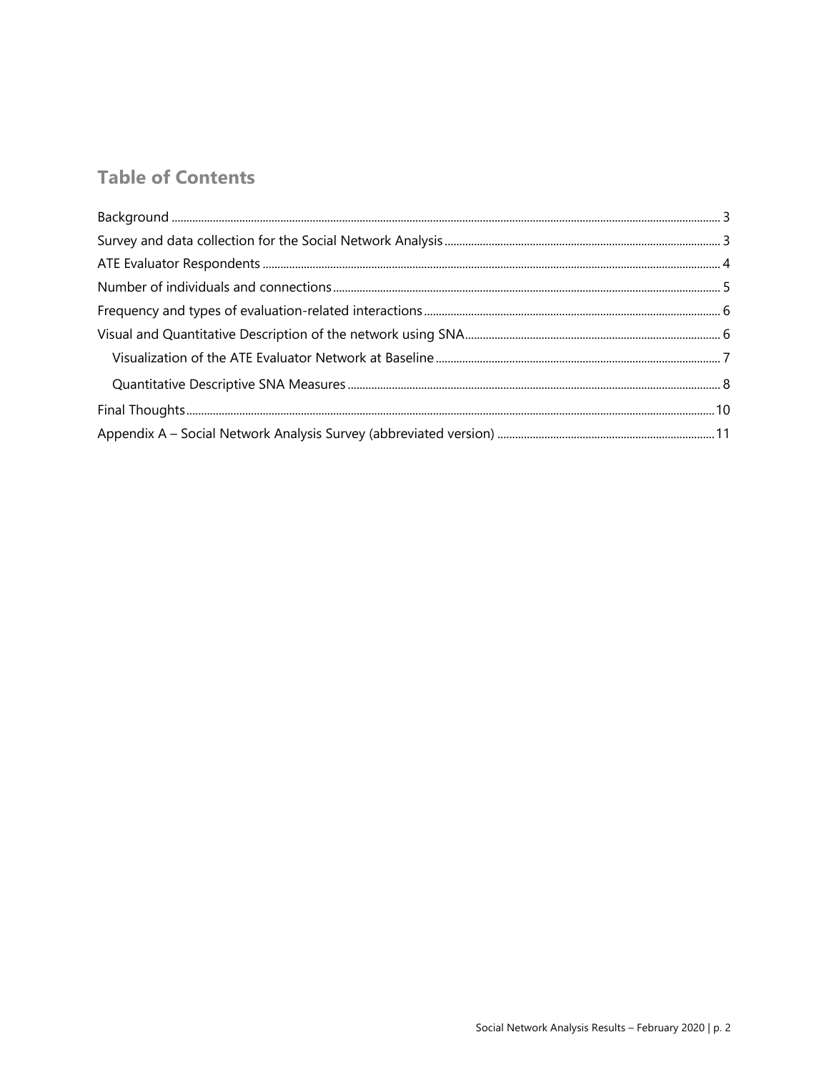## Table of Contents

- Background ..... 3
- Survey and data collection for the Social Network Analysis ..... 3
- ATE Evaluator Respondents ..... 4
- Number of individuals and connections ..... 5
- Frequency and types of evaluation-related interactions ..... 6
- Visual and Quantitative Description of the network using SNA ..... 6
    - Visualization of the ATE Evaluator Network at Baseline ..... 7
    - Quantitative Descriptive SNA Measures ..... 8
- Final Thoughts ..... 10
- Appendix A – Social Network Analysis Survey (abbreviated version) ..... 11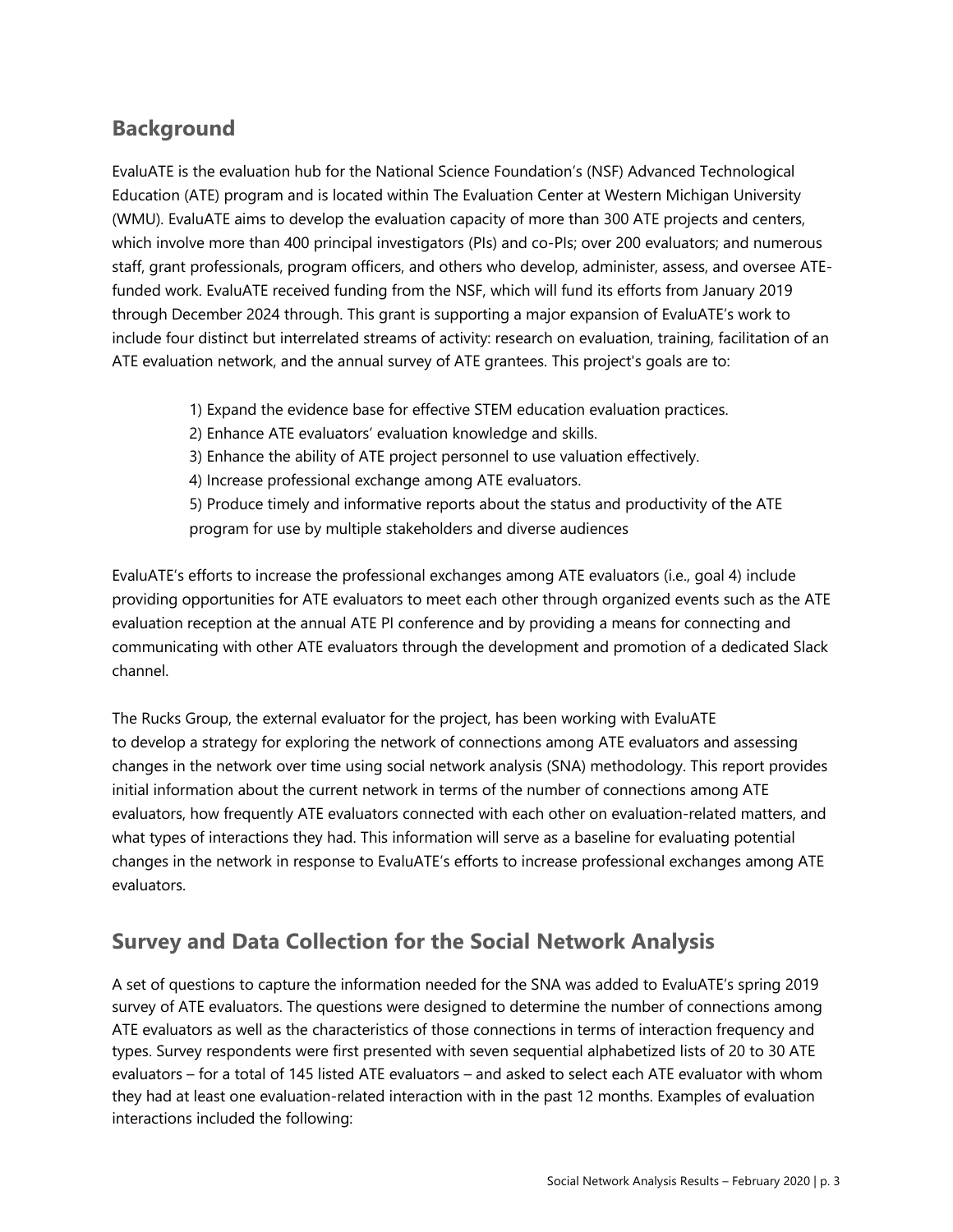## Background

EvaluATE is the evaluation hub for the National Science Foundation's (NSF) Advanced Technological Education (ATE) program and is located within The Evaluation Center at Western Michigan University (WMU). EvaluATE aims to develop the evaluation capacity of more than 300 ATE projects and centers, which involve more than 400 principal investigators (PIs) and co-PIs; over 200 evaluators; and numerous staff, grant professionals, program officers, and others who develop, administer, assess, and oversee ATE-funded work. EvaluATE received funding from the NSF, which will fund its efforts from January 2019 through December 2024 through. This grant is supporting a major expansion of EvaluATE's work to include four distinct but interrelated streams of activity: research on evaluation, training, facilitation of an ATE evaluation network, and the annual survey of ATE grantees. This project's goals are to:

1) Expand the evidence base for effective STEM education evaluation practices.
2) Enhance ATE evaluators' evaluation knowledge and skills.
3) Enhance the ability of ATE project personnel to use valuation effectively.
4) Increase professional exchange among ATE evaluators.
5) Produce timely and informative reports about the status and productivity of the ATE program for use by multiple stakeholders and diverse audiences

EvaluATE's efforts to increase the professional exchanges among ATE evaluators (i.e., goal 4) include providing opportunities for ATE evaluators to meet each other through organized events such as the ATE evaluation reception at the annual ATE PI conference and by providing a means for connecting and communicating with other ATE evaluators through the development and promotion of a dedicated Slack channel.

The Rucks Group, the external evaluator for the project, has been working with EvaluATE to develop a strategy for exploring the network of connections among ATE evaluators and assessing changes in the network over time using social network analysis (SNA) methodology. This report provides initial information about the current network in terms of the number of connections among ATE evaluators, how frequently ATE evaluators connected with each other on evaluation-related matters, and what types of interactions they had. This information will serve as a baseline for evaluating potential changes in the network in response to EvaluATE's efforts to increase professional exchanges among ATE evaluators.

## Survey and Data Collection for the Social Network Analysis

A set of questions to capture the information needed for the SNA was added to EvaluATE's spring 2019 survey of ATE evaluators. The questions were designed to determine the number of connections among ATE evaluators as well as the characteristics of those connections in terms of interaction frequency and types. Survey respondents were first presented with seven sequential alphabetized lists of 20 to 30 ATE evaluators – for a total of 145 listed ATE evaluators – and asked to select each ATE evaluator with whom they had at least one evaluation-related interaction with in the past 12 months. Examples of evaluation interactions included the following: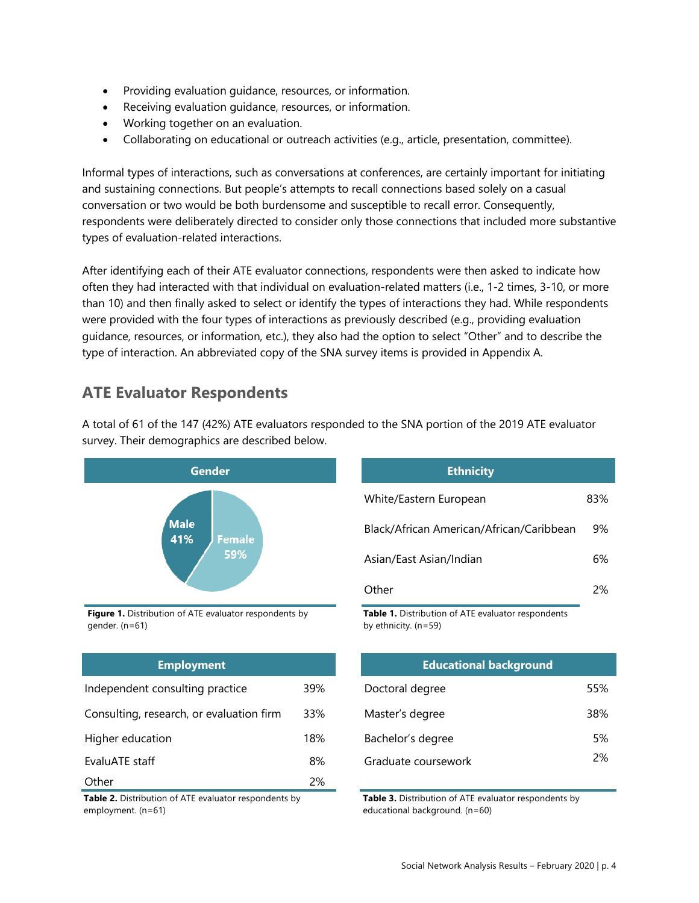- Providing evaluation guidance, resources, or information.
- Receiving evaluation guidance, resources, or information.
- Working together on an evaluation.
- Collaborating on educational or outreach activities (e.g., article, presentation, committee).

Informal types of interactions, such as conversations at conferences, are certainly important for initiating and sustaining connections. But people's attempts to recall connections based solely on a casual conversation or two would be both burdensome and susceptible to recall error. Consequently, respondents were deliberately directed to consider only those connections that included more substantive types of evaluation-related interactions.

After identifying each of their ATE evaluator connections, respondents were then asked to indicate how often they had interacted with that individual on evaluation-related matters (i.e., 1-2 times, 3-10, or more than 10) and then finally asked to select or identify the types of interactions they had. While respondents were provided with the four types of interactions as previously described (e.g., providing evaluation guidance, resources, or information, etc.), they also had the option to select "Other" and to describe the type of interaction. An abbreviated copy of the SNA survey items is provided in Appendix A.

## ATE Evaluator Respondents

A total of 61 of the 147 (42%) ATE evaluators responded to the SNA portion of the 2019 ATE evaluator survey. Their demographics are described below.

| Gender | |
|---|---|
| Male | 41% |
| Female | 59% |

**Figure 1.** Distribution of ATE evaluator respondents by gender. (n=61)

| Ethnicity | |
|---|---|
| White/Eastern European | 83% |
| Black/African American/African/Caribbean | 9% |
| Asian/East Asian/Indian | 6% |
| Other | 2% |

**Table 1.** Distribution of ATE evaluator respondents by ethnicity. (n=59)

| Employment | |
|---|---|
| Independent consulting practice | 39% |
| Consulting, research, or evaluation firm | 33% |
| Higher education | 18% |
| EvaluATE staff | 8% |
| Other | 2% |

**Table 2.** Distribution of ATE evaluator respondents by employment. (n=61)

| Educational background | |
|---|---|
| Doctoral degree | 55% |
| Master's degree | 38% |
| Bachelor's degree | 5% |
| Graduate coursework | 2% |

**Table 3.** Distribution of ATE evaluator respondents by educational background. (n=60)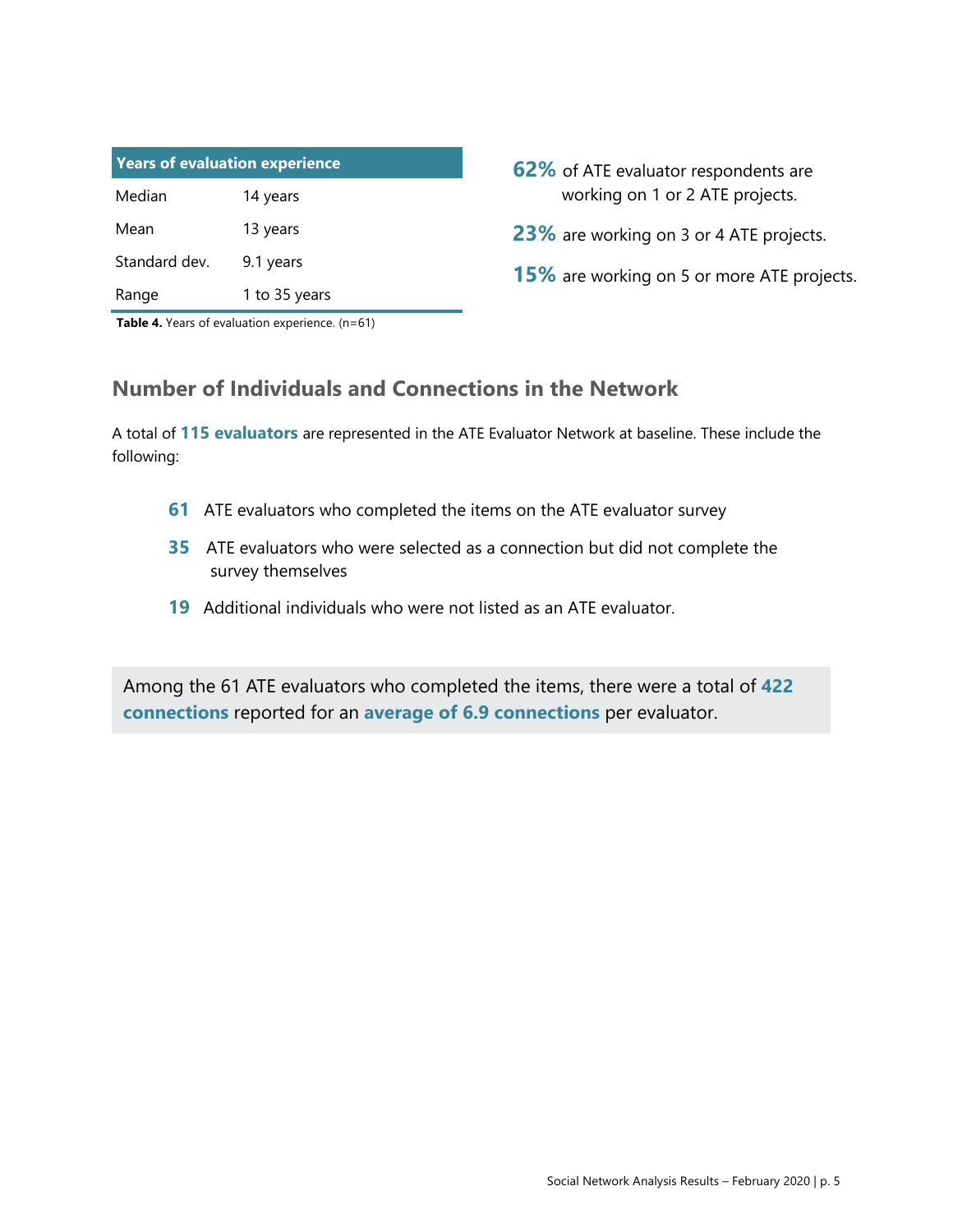| Years of evaluation experience | |
|---|---|
| Median | 14 years |
| Mean | 13 years |
| Standard dev. | 9.1 years |
| Range | 1 to 35 years |

**Table 4.** Years of evaluation experience. (n=61)

**62%** of ATE evaluator respondents are working on 1 or 2 ATE projects.

**23%** are working on 3 or 4 ATE projects.

**15%** are working on 5 or more ATE projects.

## Number of Individuals and Connections in the Network

A total of **115 evaluators** are represented in the ATE Evaluator Network at baseline. These include the following:

- **61** ATE evaluators who completed the items on the ATE evaluator survey
- **35** ATE evaluators who were selected as a connection but did not complete the survey themselves
- **19** Additional individuals who were not listed as an ATE evaluator.

Among the 61 ATE evaluators who completed the items, there were a total of **422 connections** reported for an **average of 6.9 connections** per evaluator.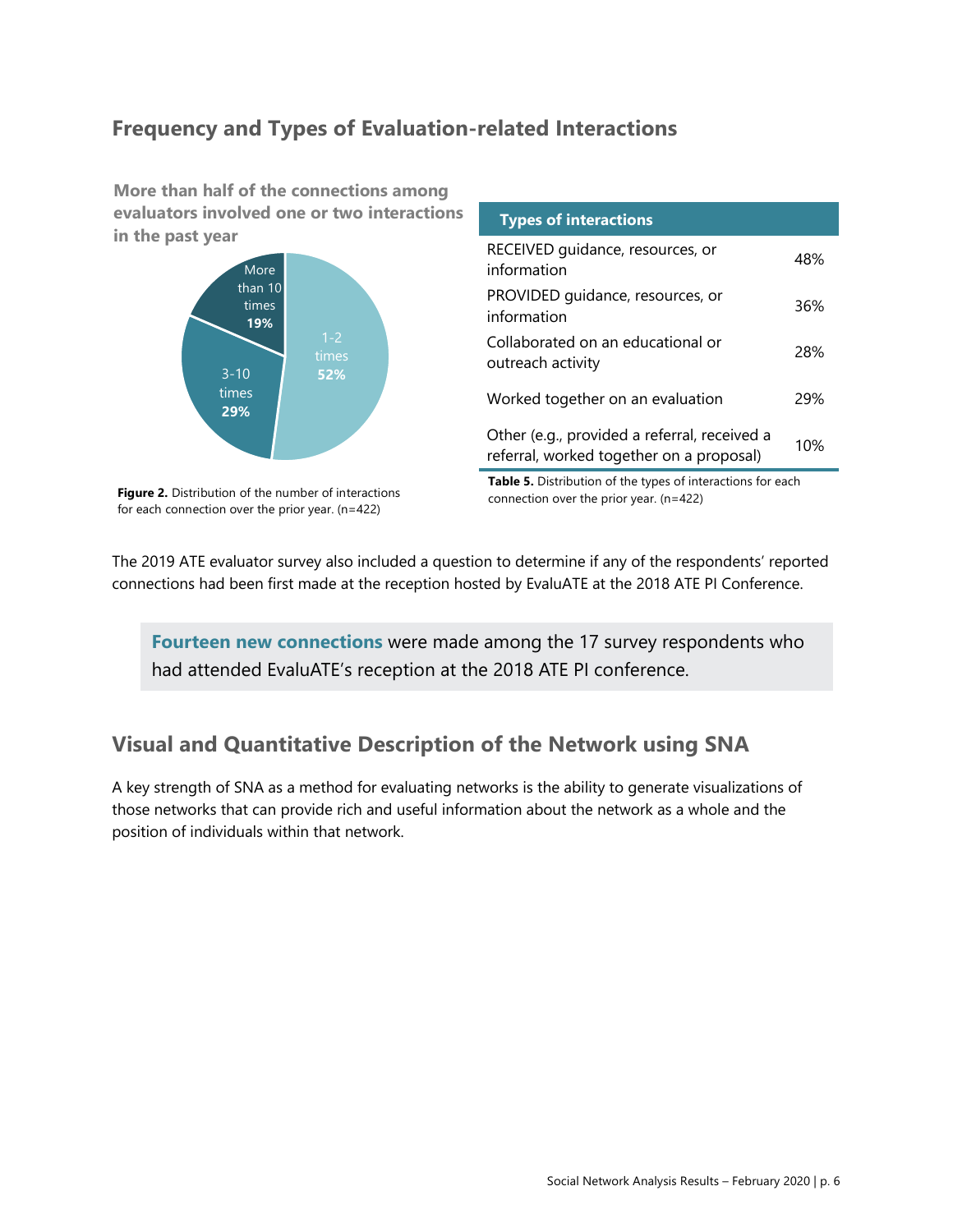## Frequency and Types of Evaluation-related Interactions

**More than half of the connections among evaluators involved one or two interactions in the past year**

| Number of interactions | Percent |
| --- | --- |
| 1-2 times | 52% |
| 3-10 times | 29% |
| More than 10 times | 19% |

**Figure 2.** Distribution of the number of interactions for each connection over the prior year. (n=422)

| Types of interactions | |
| --- | --- |
| RECEIVED guidance, resources, or information | 48% |
| PROVIDED guidance, resources, or information | 36% |
| Collaborated on an educational or outreach activity | 28% |
| Worked together on an evaluation | 29% |
| Other (e.g., provided a referral, received a referral, worked together on a proposal) | 10% |

**Table 5.** Distribution of the types of interactions for each connection over the prior year. (n=422)

The 2019 ATE evaluator survey also included a question to determine if any of the respondents' reported connections had been first made at the reception hosted by EvaluATE at the 2018 ATE PI Conference.

> **Fourteen new connections** were made among the 17 survey respondents who had attended EvaluATE's reception at the 2018 ATE PI conference.

## Visual and Quantitative Description of the Network using SNA

A key strength of SNA as a method for evaluating networks is the ability to generate visualizations of those networks that can provide rich and useful information about the network as a whole and the position of individuals within that network.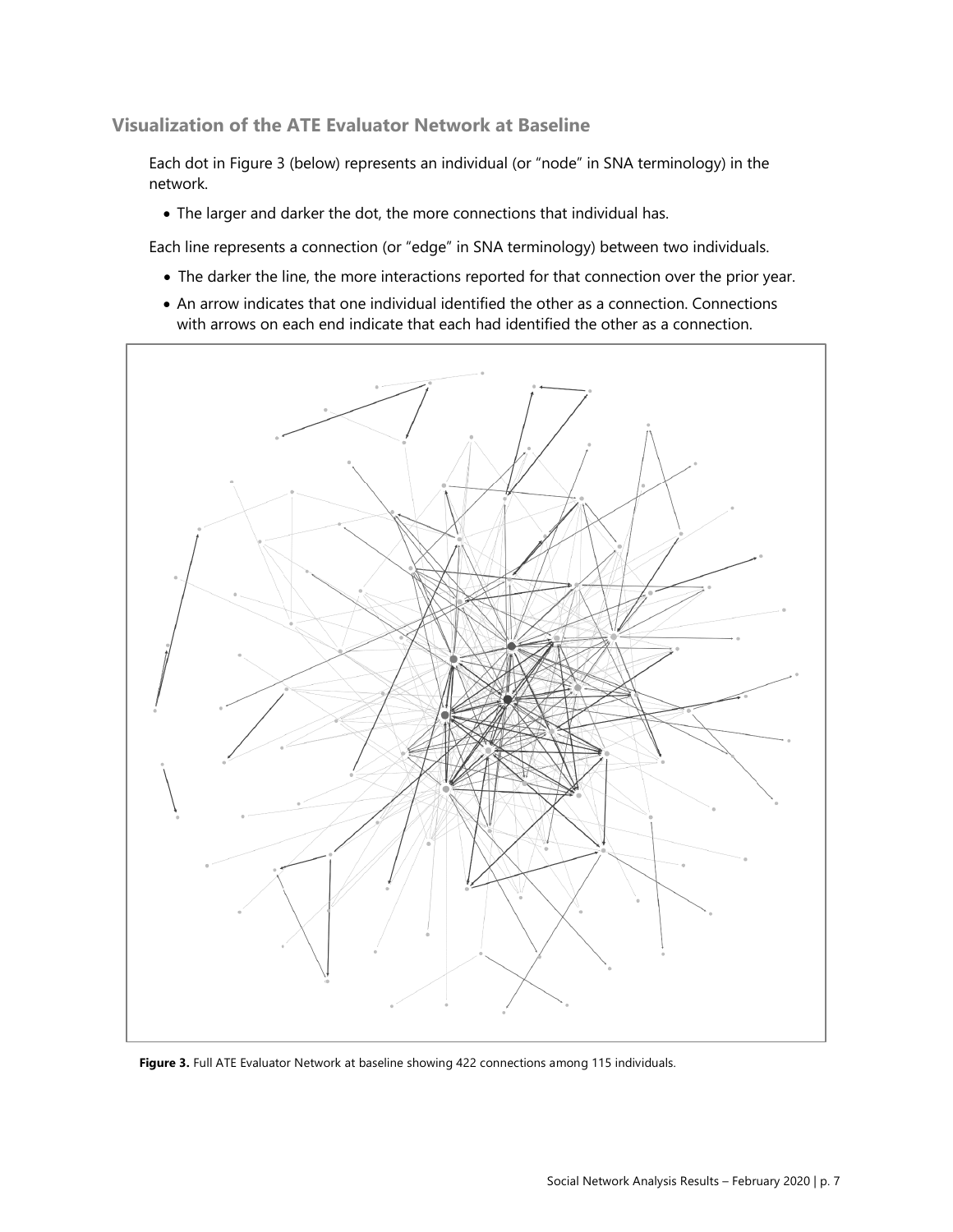## Visualization of the ATE Evaluator Network at Baseline

Each dot in Figure 3 (below) represents an individual (or "node" in SNA terminology) in the network.

- The larger and darker the dot, the more connections that individual has.

Each line represents a connection (or "edge" in SNA terminology) between two individuals.

- The darker the line, the more interactions reported for that connection over the prior year.
- An arrow indicates that one individual identified the other as a connection. Connections with arrows on each end indicate that each had identified the other as a connection.

**Figure 3.** Full ATE Evaluator Network at baseline showing 422 connections among 115 individuals.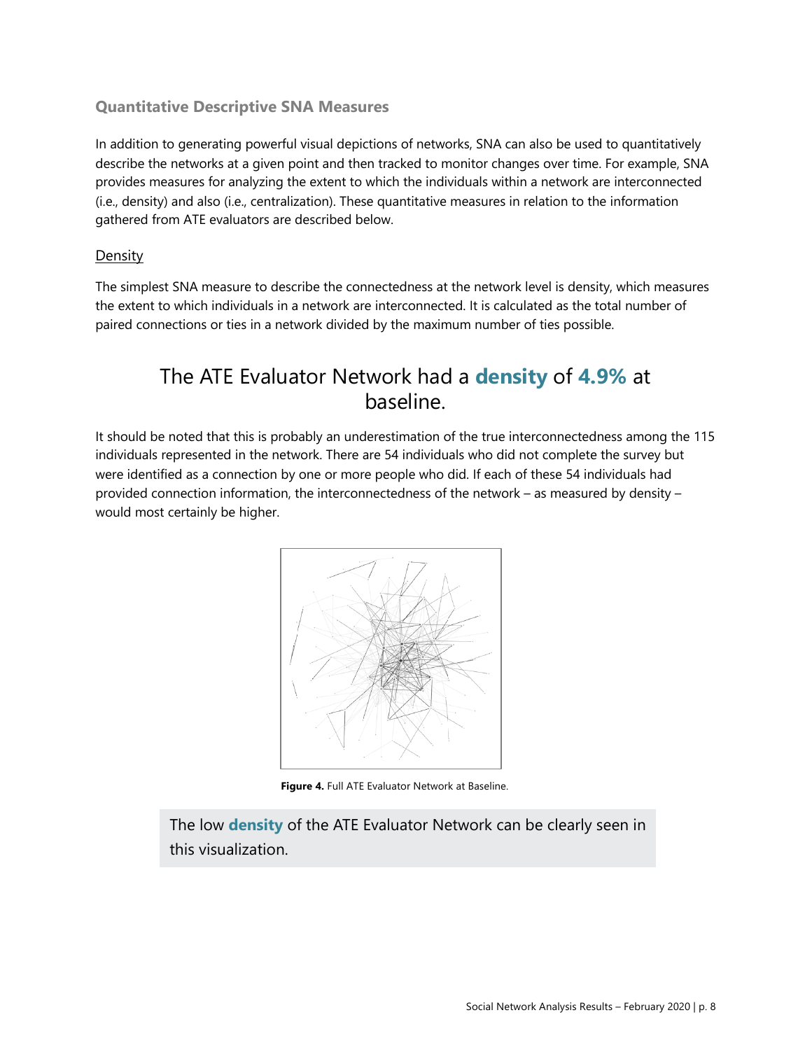### Quantitative Descriptive SNA Measures

In addition to generating powerful visual depictions of networks, SNA can also be used to quantitatively describe the networks at a given point and then tracked to monitor changes over time. For example, SNA provides measures for analyzing the extent to which the individuals within a network are interconnected (i.e., density) and also (i.e., centralization). These quantitative measures in relation to the information gathered from ATE evaluators are described below.

#### Density

The simplest SNA measure to describe the connectedness at the network level is density, which measures the extent to which individuals in a network are interconnected. It is calculated as the total number of paired connections or ties in a network divided by the maximum number of ties possible.

## The ATE Evaluator Network had a **density** of **4.9%** at baseline.

It should be noted that this is probably an underestimation of the true interconnectedness among the 115 individuals represented in the network. There are 54 individuals who did not complete the survey but were identified as a connection by one or more people who did. If each of these 54 individuals had provided connection information, the interconnectedness of the network – as measured by density – would most certainly be higher.

**Figure 4.** Full ATE Evaluator Network at Baseline.

The low **density** of the ATE Evaluator Network can be clearly seen in this visualization.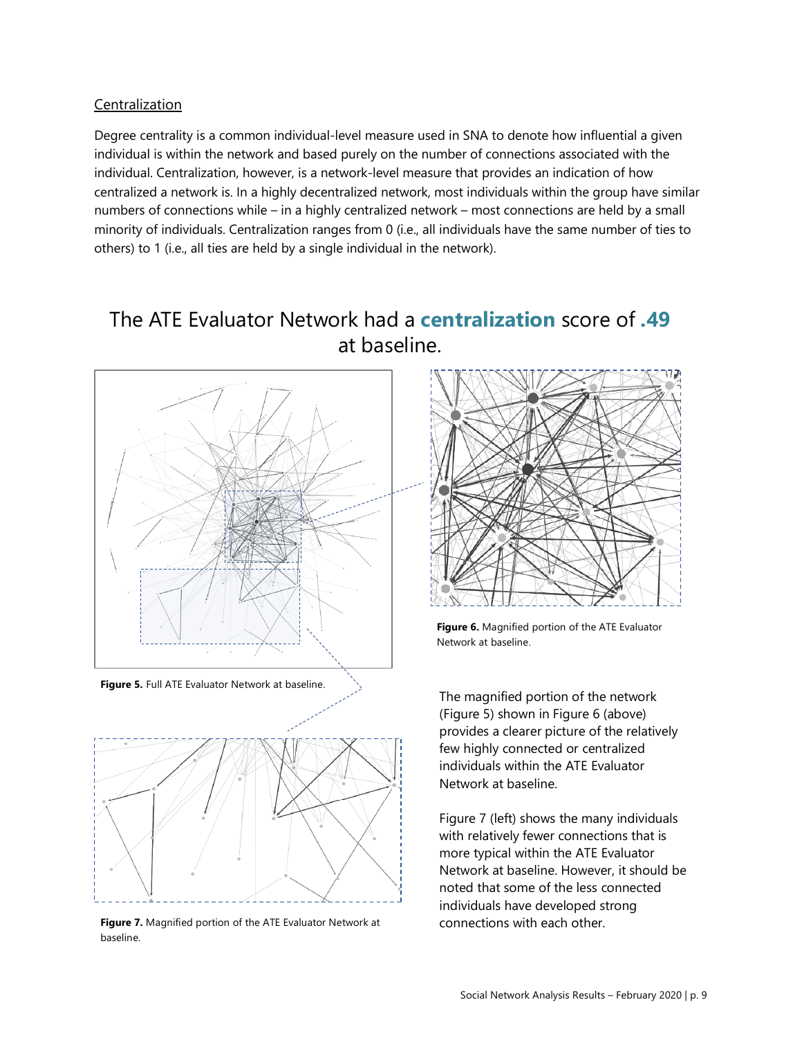### Centralization

Degree centrality is a common individual-level measure used in SNA to denote how influential a given individual is within the network and based purely on the number of connections associated with the individual. Centralization, however, is a network-level measure that provides an indication of how centralized a network is. In a highly decentralized network, most individuals within the group have similar numbers of connections while – in a highly centralized network – most connections are held by a small minority of individuals. Centralization ranges from 0 (i.e., all individuals have the same number of ties to others) to 1 (i.e., all ties are held by a single individual in the network).

## The ATE Evaluator Network had a **centralization** score of **.49** at baseline.

**Figure 5.** Full ATE Evaluator Network at baseline.

**Figure 6.** Magnified portion of the ATE Evaluator Network at baseline.

The magnified portion of the network (Figure 5) shown in Figure 6 (above) provides a clearer picture of the relatively few highly connected or centralized individuals within the ATE Evaluator Network at baseline.

**Figure 7.** Magnified portion of the ATE Evaluator Network at baseline.

Figure 7 (left) shows the many individuals with relatively fewer connections that is more typical within the ATE Evaluator Network at baseline. However, it should be noted that some of the less connected individuals have developed strong connections with each other.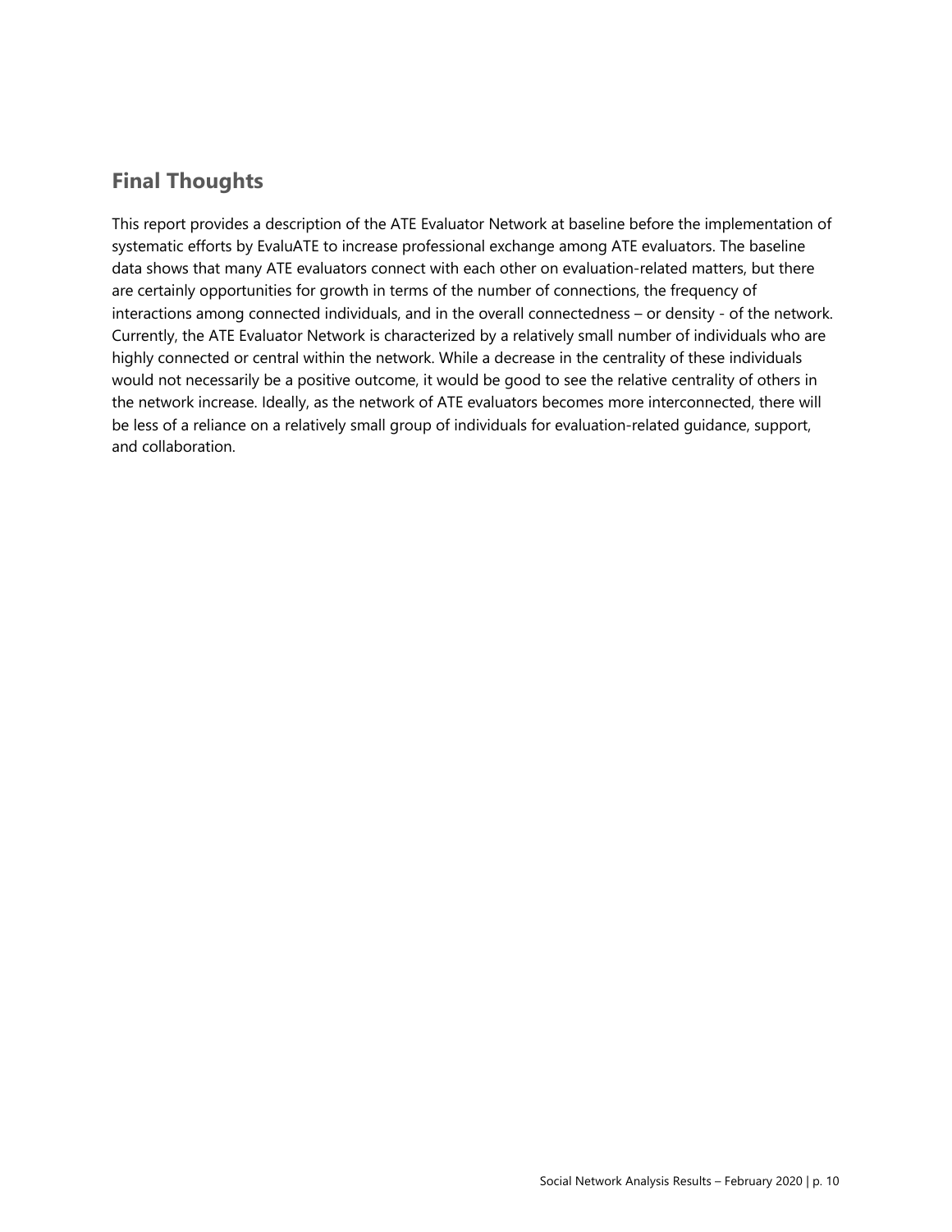## Final Thoughts

This report provides a description of the ATE Evaluator Network at baseline before the implementation of systematic efforts by EvaluATE to increase professional exchange among ATE evaluators. The baseline data shows that many ATE evaluators connect with each other on evaluation-related matters, but there are certainly opportunities for growth in terms of the number of connections, the frequency of interactions among connected individuals, and in the overall connectedness – or density - of the network. Currently, the ATE Evaluator Network is characterized by a relatively small number of individuals who are highly connected or central within the network. While a decrease in the centrality of these individuals would not necessarily be a positive outcome, it would be good to see the relative centrality of others in the network increase. Ideally, as the network of ATE evaluators becomes more interconnected, there will be less of a reliance on a relatively small group of individuals for evaluation-related guidance, support, and collaboration.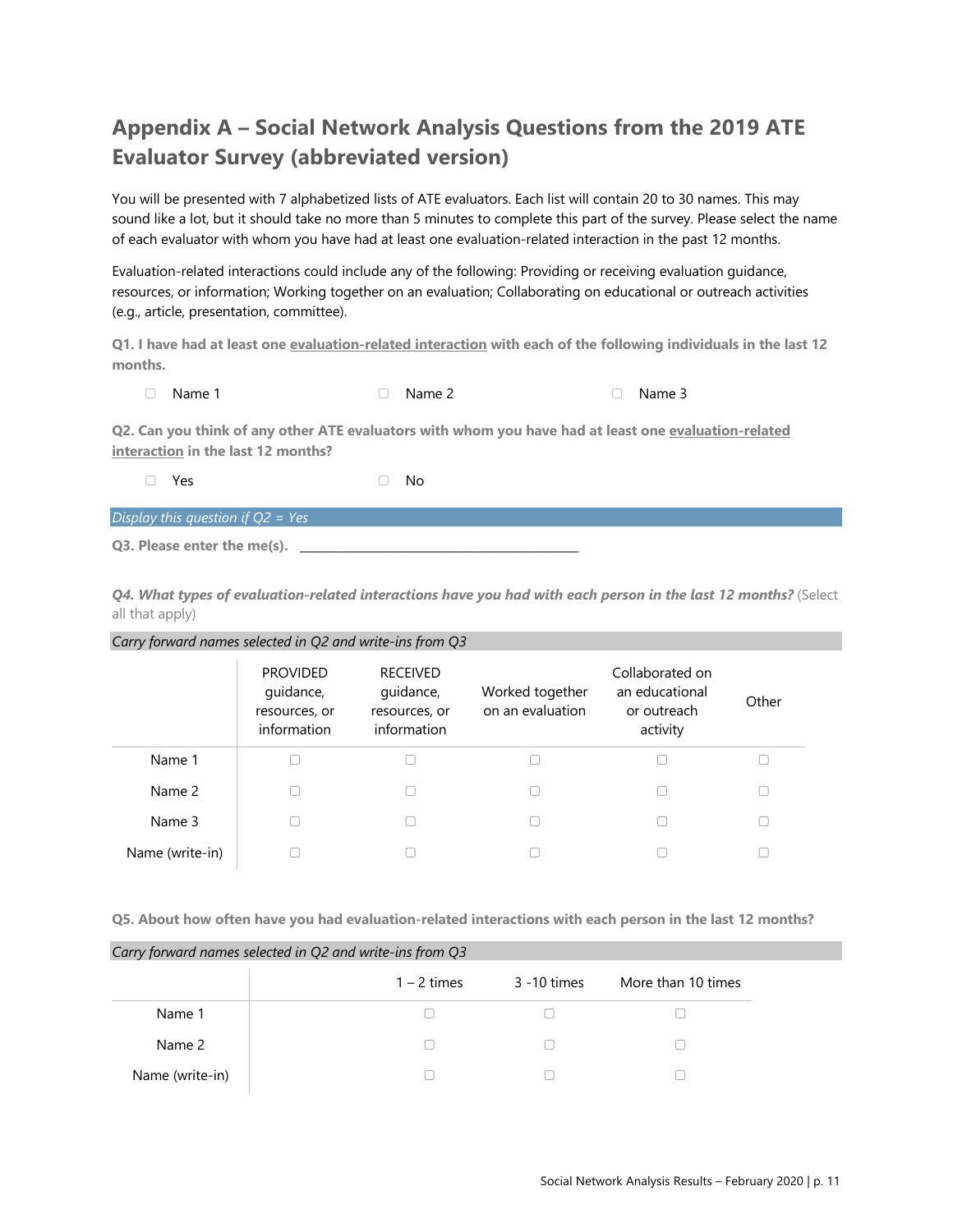# Appendix A – Social Network Analysis Questions from the 2019 ATE Evaluator Survey (abbreviated version)

You will be presented with 7 alphabetized lists of ATE evaluators. Each list will contain 20 to 30 names. This may sound like a lot, but it should take no more than 5 minutes to complete this part of the survey. Please select the name of each evaluator with whom you have had at least one evaluation-related interaction in the past 12 months.

Evaluation-related interactions could include any of the following: Providing or receiving evaluation guidance, resources, or information; Working together on an evaluation; Collaborating on educational or outreach activities (e.g., article, presentation, committee).

**Q1. I have had at least one evaluation-related interaction with each of the following individuals in the last 12 months.**

☐ Name 1 ☐ Name 2 ☐ Name 3

**Q2. Can you think of any other ATE evaluators with whom you have had at least one evaluation-related interaction in the last 12 months?**

☐ Yes ☐ No

*Display this question if Q2 = Yes*

**Q3. Please enter the me(s).** ______________________________

***Q4. What types of evaluation-related interactions have you had with each person in the last 12 months?*** (Select all that apply)

*Carry forward names selected in Q2 and write-ins from Q3*

| | PROVIDED guidance, resources, or information | RECEIVED guidance, resources, or information | Worked together on an evaluation | Collaborated on an educational or outreach activity | Other |
|---|---|---|---|---|---|
| Name 1 | ☐ | ☐ | ☐ | ☐ | ☐ |
| Name 2 | ☐ | ☐ | ☐ | ☐ | ☐ |
| Name 3 | ☐ | ☐ | ☐ | ☐ | ☐ |
| Name (write-in) | ☐ | ☐ | ☐ | ☐ | ☐ |

**Q5. About how often have you had evaluation-related interactions with each person in the last 12 months?**

*Carry forward names selected in Q2 and write-ins from Q3*

| | 1 – 2 times | 3 -10 times | More than 10 times |
|---|---|---|---|
| Name 1 | ☐ | ☐ | ☐ |
| Name 2 | ☐ | ☐ | ☐ |
| Name (write-in) | ☐ | ☐ | ☐ |